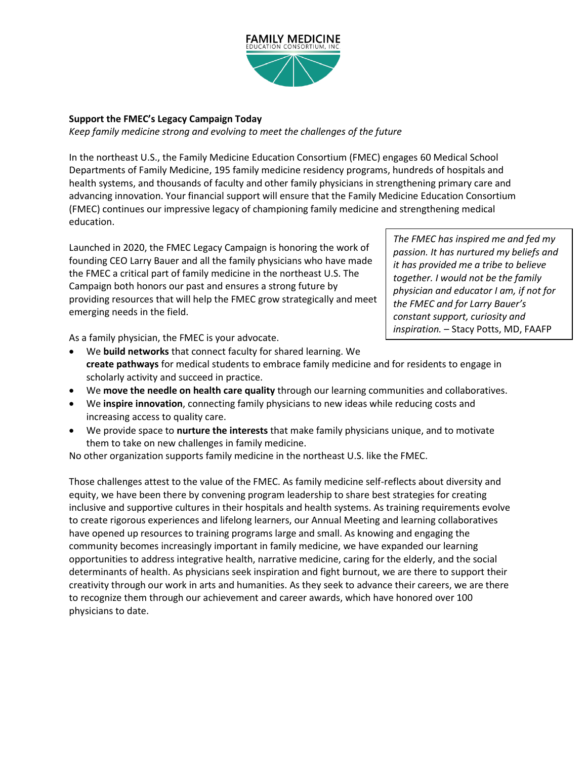**FAMILY MEDICINE**
EDUCATION CONSORTIUM, INC.

**Support the FMEC's Legacy Campaign Today**

*Keep family medicine strong and evolving to meet the challenges of the future*

In the northeast U.S., the Family Medicine Education Consortium (FMEC) engages 60 Medical School Departments of Family Medicine, 195 family medicine residency programs, hundreds of hospitals and health systems, and thousands of faculty and other family physicians in strengthening primary care and advancing innovation. Your financial support will ensure that the Family Medicine Education Consortium (FMEC) continues our impressive legacy of championing family medicine and strengthening medical education.

Launched in 2020, the FMEC Legacy Campaign is honoring the work of founding CEO Larry Bauer and all the family physicians who have made the FMEC a critical part of family medicine in the northeast U.S. The Campaign both honors our past and ensures a strong future by providing resources that will help the FMEC grow strategically and meet emerging needs in the field.

> *The FMEC has inspired me and fed my passion. It has nurtured my beliefs and it has provided me a tribe to believe together. I would not be the family physician and educator I am, if not for the FMEC and for Larry Bauer's constant support, curiosity and inspiration.* – Stacy Potts, MD, FAAFP

As a family physician, the FMEC is your advocate.

- We **build networks** that connect faculty for shared learning. We **create pathways** for medical students to embrace family medicine and for residents to engage in scholarly activity and succeed in practice.
- We **move the needle on health care quality** through our learning communities and collaboratives.
- We **inspire innovation**, connecting family physicians to new ideas while reducing costs and increasing access to quality care.
- We provide space to **nurture the interests** that make family physicians unique, and to motivate them to take on new challenges in family medicine.

No other organization supports family medicine in the northeast U.S. like the FMEC.

Those challenges attest to the value of the FMEC. As family medicine self-reflects about diversity and equity, we have been there by convening program leadership to share best strategies for creating inclusive and supportive cultures in their hospitals and health systems. As training requirements evolve to create rigorous experiences and lifelong learners, our Annual Meeting and learning collaboratives have opened up resources to training programs large and small. As knowing and engaging the community becomes increasingly important in family medicine, we have expanded our learning opportunities to address integrative health, narrative medicine, caring for the elderly, and the social determinants of health. As physicians seek inspiration and fight burnout, we are there to support their creativity through our work in arts and humanities. As they seek to advance their careers, we are there to recognize them through our achievement and career awards, which have honored over 100 physicians to date.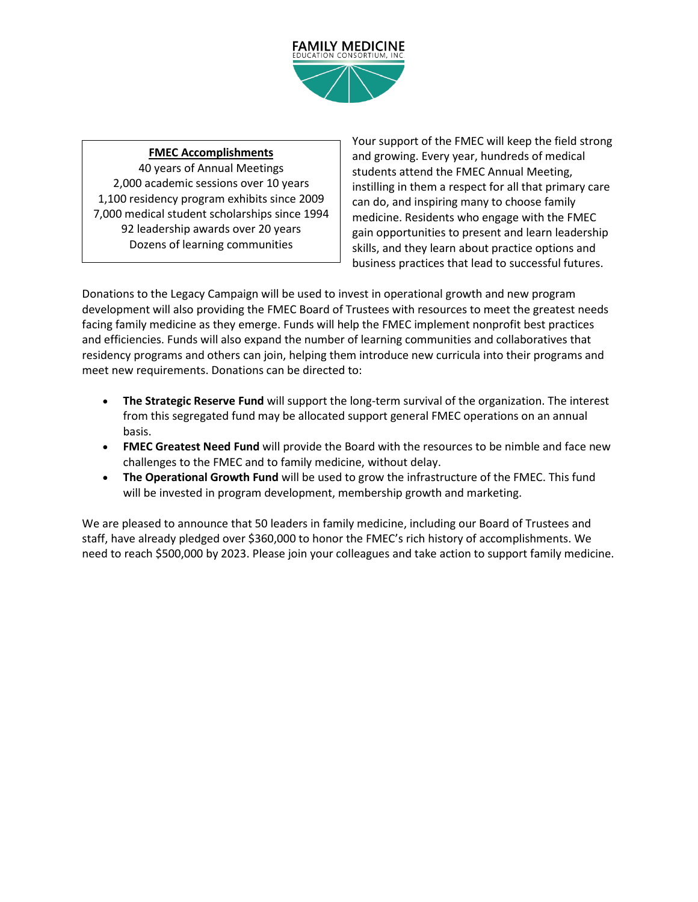FAMILY MEDICINE
EDUCATION CONSORTIUM, INC

**FMEC Accomplishments**

40 years of Annual Meetings
2,000 academic sessions over 10 years
1,100 residency program exhibits since 2009
7,000 medical student scholarships since 1994
92 leadership awards over 20 years
Dozens of learning communities

Your support of the FMEC will keep the field strong and growing. Every year, hundreds of medical students attend the FMEC Annual Meeting, instilling in them a respect for all that primary care can do, and inspiring many to choose family medicine. Residents who engage with the FMEC gain opportunities to present and learn leadership skills, and they learn about practice options and business practices that lead to successful futures.

Donations to the Legacy Campaign will be used to invest in operational growth and new program development will also providing the FMEC Board of Trustees with resources to meet the greatest needs facing family medicine as they emerge. Funds will help the FMEC implement nonprofit best practices and efficiencies. Funds will also expand the number of learning communities and collaboratives that residency programs and others can join, helping them introduce new curricula into their programs and meet new requirements. Donations can be directed to:

- **The Strategic Reserve Fund** will support the long-term survival of the organization. The interest from this segregated fund may be allocated support general FMEC operations on an annual basis.
- **FMEC Greatest Need Fund** will provide the Board with the resources to be nimble and face new challenges to the FMEC and to family medicine, without delay.
- **The Operational Growth Fund** will be used to grow the infrastructure of the FMEC. This fund will be invested in program development, membership growth and marketing.

We are pleased to announce that 50 leaders in family medicine, including our Board of Trustees and staff, have already pledged over $360,000 to honor the FMEC's rich history of accomplishments. We need to reach $500,000 by 2023. Please join your colleagues and take action to support family medicine.